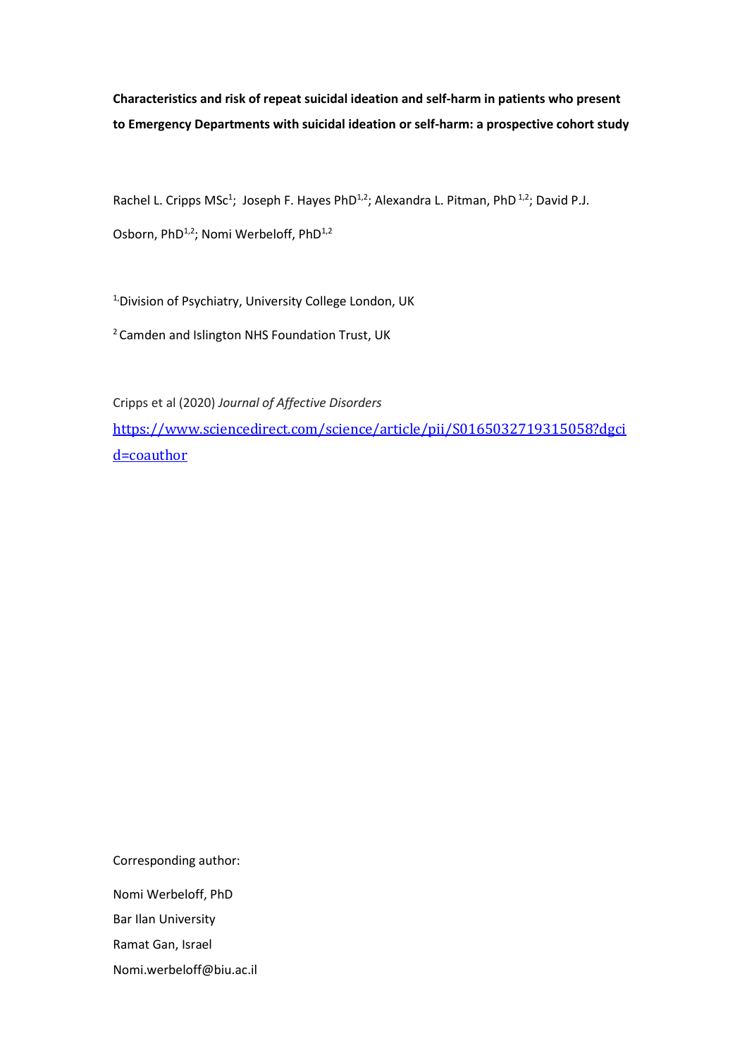**Characteristics and risk of repeat suicidal ideation and self-harm in patients who present to Emergency Departments with suicidal ideation or self-harm: a prospective cohort study**

Rachel L. Cripps MSc[1]; Joseph F. Hayes PhD[1,2]; Alexandra L. Pitman, PhD [1,2]; David P.J. Osborn, PhD[1,2]; Nomi Werbeloff, PhD[1,2]

[1] Division of Psychiatry, University College London, UK

[2] Camden and Islington NHS Foundation Trust, UK

Cripps et al (2020) *Journal of Affective Disorders*

https://www.sciencedirect.com/science/article/pii/S0165032719315058?dgcid=coauthor

Corresponding author:

Nomi Werbeloff, PhD

Bar Ilan University

Ramat Gan, Israel

Nomi.werbeloff@biu.ac.il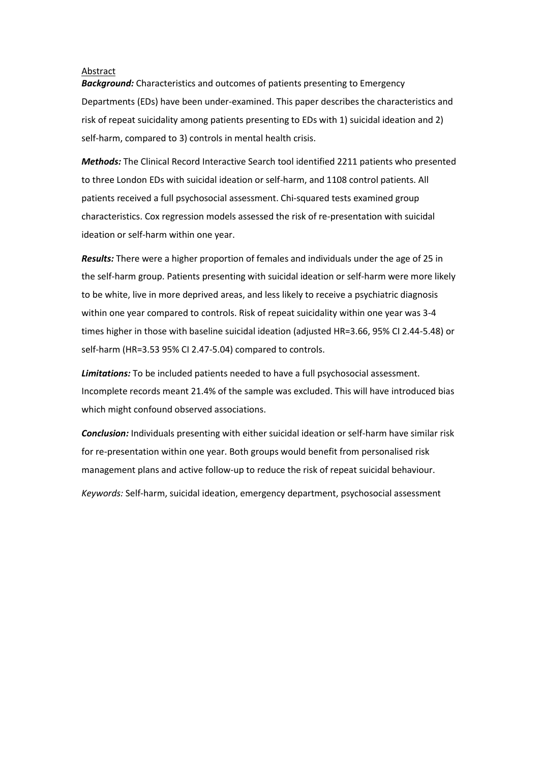## Abstract

***Background:*** Characteristics and outcomes of patients presenting to Emergency Departments (EDs) have been under-examined. This paper describes the characteristics and risk of repeat suicidality among patients presenting to EDs with 1) suicidal ideation and 2) self-harm, compared to 3) controls in mental health crisis.

***Methods:*** The Clinical Record Interactive Search tool identified 2211 patients who presented to three London EDs with suicidal ideation or self-harm, and 1108 control patients. All patients received a full psychosocial assessment. Chi-squared tests examined group characteristics. Cox regression models assessed the risk of re-presentation with suicidal ideation or self-harm within one year.

***Results:*** There were a higher proportion of females and individuals under the age of 25 in the self-harm group. Patients presenting with suicidal ideation or self-harm were more likely to be white, live in more deprived areas, and less likely to receive a psychiatric diagnosis within one year compared to controls. Risk of repeat suicidality within one year was 3-4 times higher in those with baseline suicidal ideation (adjusted HR=3.66, 95% CI 2.44-5.48) or self-harm (HR=3.53 95% CI 2.47-5.04) compared to controls.

***Limitations:*** To be included patients needed to have a full psychosocial assessment. Incomplete records meant 21.4% of the sample was excluded. This will have introduced bias which might confound observed associations.

***Conclusion:*** Individuals presenting with either suicidal ideation or self-harm have similar risk for re-presentation within one year. Both groups would benefit from personalised risk management plans and active follow-up to reduce the risk of repeat suicidal behaviour.

*Keywords:* Self-harm, suicidal ideation, emergency department, psychosocial assessment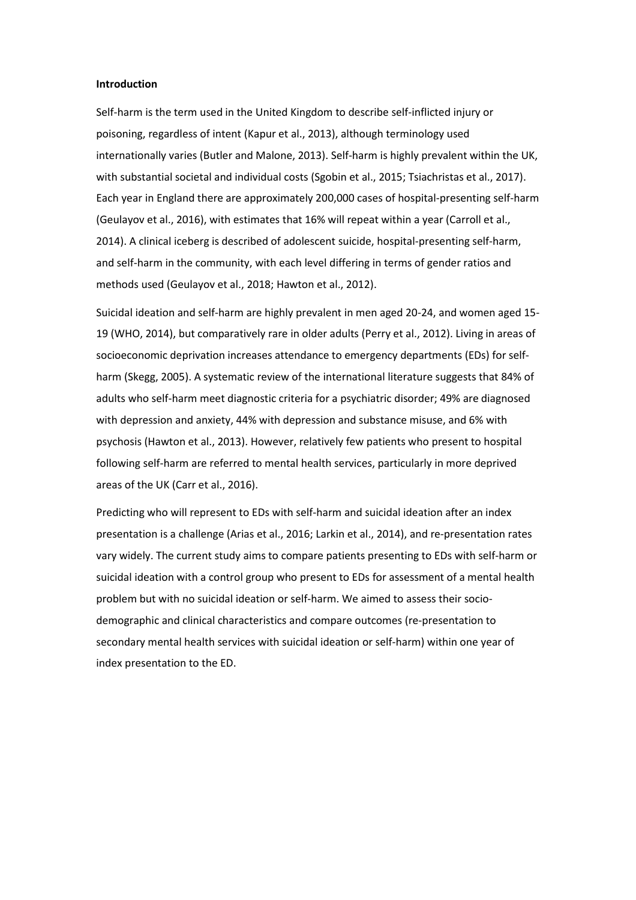**Introduction**

Self-harm is the term used in the United Kingdom to describe self-inflicted injury or poisoning, regardless of intent (Kapur et al., 2013), although terminology used internationally varies (Butler and Malone, 2013). Self-harm is highly prevalent within the UK, with substantial societal and individual costs (Sgobin et al., 2015; Tsiachristas et al., 2017). Each year in England there are approximately 200,000 cases of hospital-presenting self-harm (Geulayov et al., 2016), with estimates that 16% will repeat within a year (Carroll et al., 2014). A clinical iceberg is described of adolescent suicide, hospital-presenting self-harm, and self-harm in the community, with each level differing in terms of gender ratios and methods used (Geulayov et al., 2018; Hawton et al., 2012).

Suicidal ideation and self-harm are highly prevalent in men aged 20-24, and women aged 15-19 (WHO, 2014), but comparatively rare in older adults (Perry et al., 2012). Living in areas of socioeconomic deprivation increases attendance to emergency departments (EDs) for self-harm (Skegg, 2005). A systematic review of the international literature suggests that 84% of adults who self-harm meet diagnostic criteria for a psychiatric disorder; 49% are diagnosed with depression and anxiety, 44% with depression and substance misuse, and 6% with psychosis (Hawton et al., 2013). However, relatively few patients who present to hospital following self-harm are referred to mental health services, particularly in more deprived areas of the UK (Carr et al., 2016).

Predicting who will represent to EDs with self-harm and suicidal ideation after an index presentation is a challenge (Arias et al., 2016; Larkin et al., 2014), and re-presentation rates vary widely. The current study aims to compare patients presenting to EDs with self-harm or suicidal ideation with a control group who present to EDs for assessment of a mental health problem but with no suicidal ideation or self-harm. We aimed to assess their socio-demographic and clinical characteristics and compare outcomes (re-presentation to secondary mental health services with suicidal ideation or self-harm) within one year of index presentation to the ED.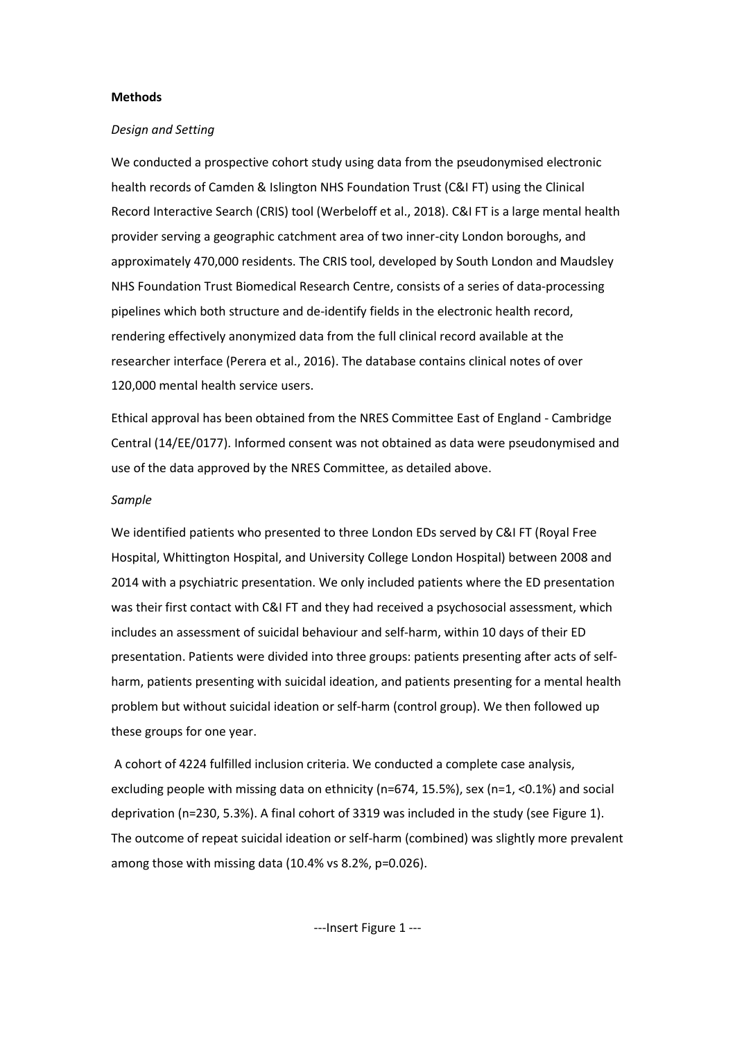**Methods**

*Design and Setting*

We conducted a prospective cohort study using data from the pseudonymised electronic health records of Camden & Islington NHS Foundation Trust (C&I FT) using the Clinical Record Interactive Search (CRIS) tool (Werbeloff et al., 2018). C&I FT is a large mental health provider serving a geographic catchment area of two inner-city London boroughs, and approximately 470,000 residents. The CRIS tool, developed by South London and Maudsley NHS Foundation Trust Biomedical Research Centre, consists of a series of data-processing pipelines which both structure and de-identify fields in the electronic health record, rendering effectively anonymized data from the full clinical record available at the researcher interface (Perera et al., 2016). The database contains clinical notes of over 120,000 mental health service users.

Ethical approval has been obtained from the NRES Committee East of England - Cambridge Central (14/EE/0177). Informed consent was not obtained as data were pseudonymised and use of the data approved by the NRES Committee, as detailed above.

*Sample*

We identified patients who presented to three London EDs served by C&I FT (Royal Free Hospital, Whittington Hospital, and University College London Hospital) between 2008 and 2014 with a psychiatric presentation. We only included patients where the ED presentation was their first contact with C&I FT and they had received a psychosocial assessment, which includes an assessment of suicidal behaviour and self-harm, within 10 days of their ED presentation. Patients were divided into three groups: patients presenting after acts of self-harm, patients presenting with suicidal ideation, and patients presenting for a mental health problem but without suicidal ideation or self-harm (control group). We then followed up these groups for one year.

A cohort of 4224 fulfilled inclusion criteria. We conducted a complete case analysis, excluding people with missing data on ethnicity (n=674, 15.5%), sex (n=1, <0.1%) and social deprivation (n=230, 5.3%). A final cohort of 3319 was included in the study (see Figure 1). The outcome of repeat suicidal ideation or self-harm (combined) was slightly more prevalent among those with missing data (10.4% vs 8.2%, p=0.026).

---Insert Figure 1 ---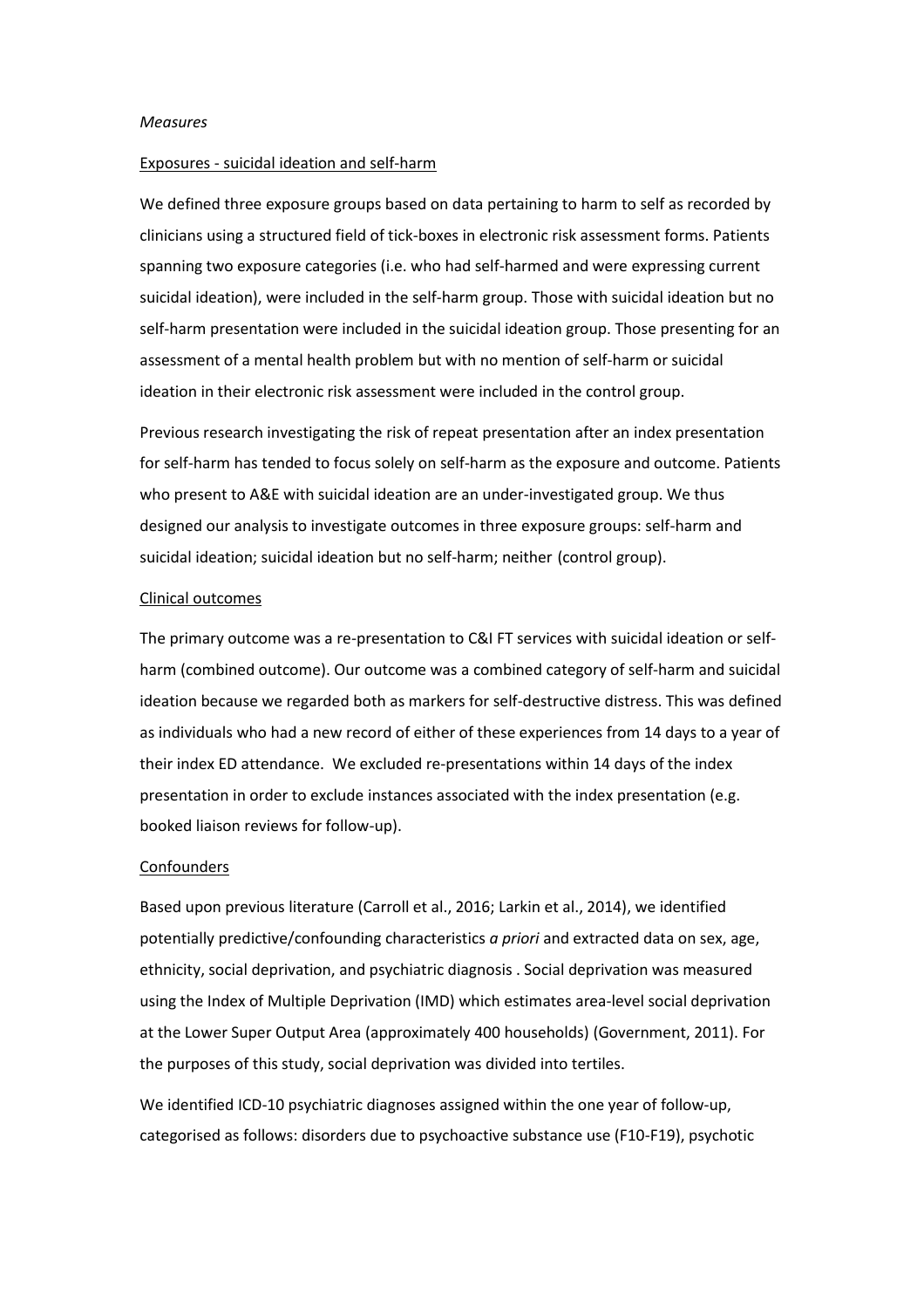*Measures*

Exposures - suicidal ideation and self-harm

We defined three exposure groups based on data pertaining to harm to self as recorded by clinicians using a structured field of tick-boxes in electronic risk assessment forms. Patients spanning two exposure categories (i.e. who had self-harmed and were expressing current suicidal ideation), were included in the self-harm group. Those with suicidal ideation but no self-harm presentation were included in the suicidal ideation group. Those presenting for an assessment of a mental health problem but with no mention of self-harm or suicidal ideation in their electronic risk assessment were included in the control group.

Previous research investigating the risk of repeat presentation after an index presentation for self-harm has tended to focus solely on self-harm as the exposure and outcome. Patients who present to A&E with suicidal ideation are an under-investigated group. We thus designed our analysis to investigate outcomes in three exposure groups: self-harm and suicidal ideation; suicidal ideation but no self-harm; neither (control group).

Clinical outcomes

The primary outcome was a re-presentation to C&I FT services with suicidal ideation or self-harm (combined outcome). Our outcome was a combined category of self-harm and suicidal ideation because we regarded both as markers for self-destructive distress. This was defined as individuals who had a new record of either of these experiences from 14 days to a year of their index ED attendance. We excluded re-presentations within 14 days of the index presentation in order to exclude instances associated with the index presentation (e.g. booked liaison reviews for follow-up).

Confounders

Based upon previous literature (Carroll et al., 2016; Larkin et al., 2014), we identified potentially predictive/confounding characteristics *a priori* and extracted data on sex, age, ethnicity, social deprivation, and psychiatric diagnosis . Social deprivation was measured using the Index of Multiple Deprivation (IMD) which estimates area-level social deprivation at the Lower Super Output Area (approximately 400 households) (Government, 2011). For the purposes of this study, social deprivation was divided into tertiles.

We identified ICD-10 psychiatric diagnoses assigned within the one year of follow-up, categorised as follows: disorders due to psychoactive substance use (F10-F19), psychotic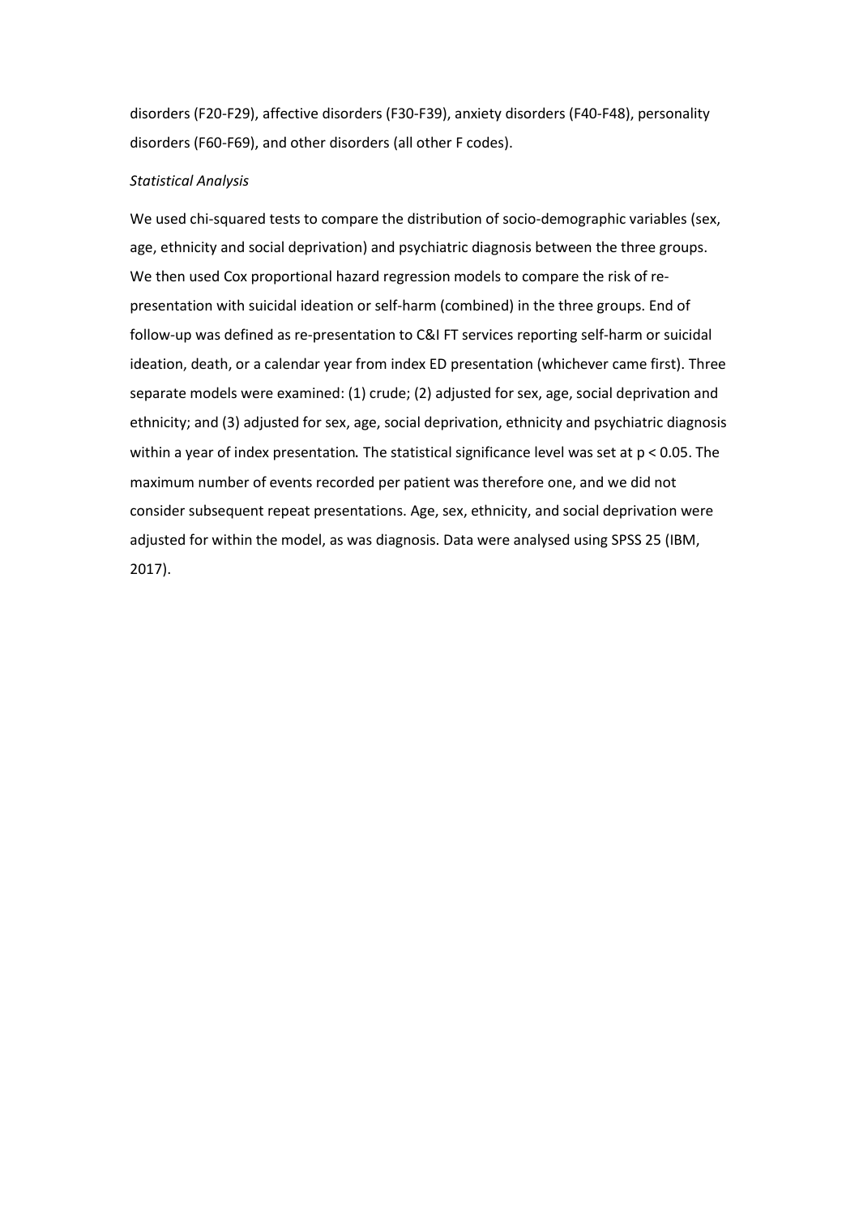disorders (F20-F29), affective disorders (F30-F39), anxiety disorders (F40-F48), personality disorders (F60-F69), and other disorders (all other F codes).

*Statistical Analysis*

We used chi-squared tests to compare the distribution of socio-demographic variables (sex, age, ethnicity and social deprivation) and psychiatric diagnosis between the three groups. We then used Cox proportional hazard regression models to compare the risk of re-presentation with suicidal ideation or self-harm (combined) in the three groups. End of follow-up was defined as re-presentation to C&I FT services reporting self-harm or suicidal ideation, death, or a calendar year from index ED presentation (whichever came first). Three separate models were examined: (1) crude; (2) adjusted for sex, age, social deprivation and ethnicity; and (3) adjusted for sex, age, social deprivation, ethnicity and psychiatric diagnosis within a year of index presentation. The statistical significance level was set at $p < 0.05$. The maximum number of events recorded per patient was therefore one, and we did not consider subsequent repeat presentations. Age, sex, ethnicity, and social deprivation were adjusted for within the model, as was diagnosis. Data were analysed using SPSS 25 (IBM, 2017).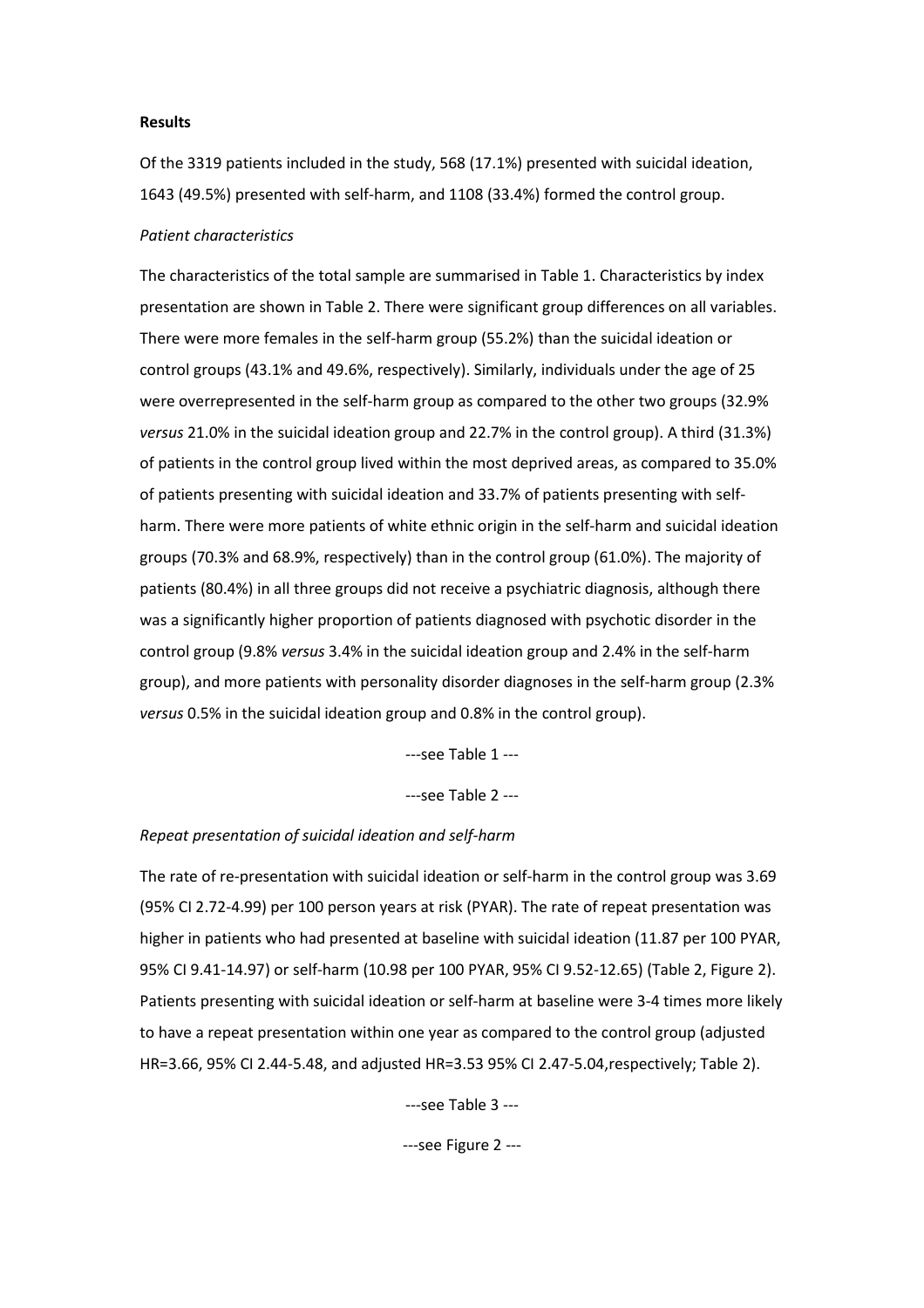**Results**

Of the 3319 patients included in the study, 568 (17.1%) presented with suicidal ideation, 1643 (49.5%) presented with self-harm, and 1108 (33.4%) formed the control group.

*Patient characteristics*

The characteristics of the total sample are summarised in Table 1. Characteristics by index presentation are shown in Table 2. There were significant group differences on all variables. There were more females in the self-harm group (55.2%) than the suicidal ideation or control groups (43.1% and 49.6%, respectively). Similarly, individuals under the age of 25 were overrepresented in the self-harm group as compared to the other two groups (32.9% *versus* 21.0% in the suicidal ideation group and 22.7% in the control group). A third (31.3%) of patients in the control group lived within the most deprived areas, as compared to 35.0% of patients presenting with suicidal ideation and 33.7% of patients presenting with self-harm. There were more patients of white ethnic origin in the self-harm and suicidal ideation groups (70.3% and 68.9%, respectively) than in the control group (61.0%). The majority of patients (80.4%) in all three groups did not receive a psychiatric diagnosis, although there was a significantly higher proportion of patients diagnosed with psychotic disorder in the control group (9.8% *versus* 3.4% in the suicidal ideation group and 2.4% in the self-harm group), and more patients with personality disorder diagnoses in the self-harm group (2.3% *versus* 0.5% in the suicidal ideation group and 0.8% in the control group).

---see Table 1 ---

---see Table 2 ---

*Repeat presentation of suicidal ideation and self-harm*

The rate of re-presentation with suicidal ideation or self-harm in the control group was 3.69 (95% CI 2.72-4.99) per 100 person years at risk (PYAR). The rate of repeat presentation was higher in patients who had presented at baseline with suicidal ideation (11.87 per 100 PYAR, 95% CI 9.41-14.97) or self-harm (10.98 per 100 PYAR, 95% CI 9.52-12.65) (Table 2, Figure 2). Patients presenting with suicidal ideation or self-harm at baseline were 3-4 times more likely to have a repeat presentation within one year as compared to the control group (adjusted HR=3.66, 95% CI 2.44-5.48, and adjusted HR=3.53 95% CI 2.47-5.04,respectively; Table 2).

---see Table 3 ---

---see Figure 2 ---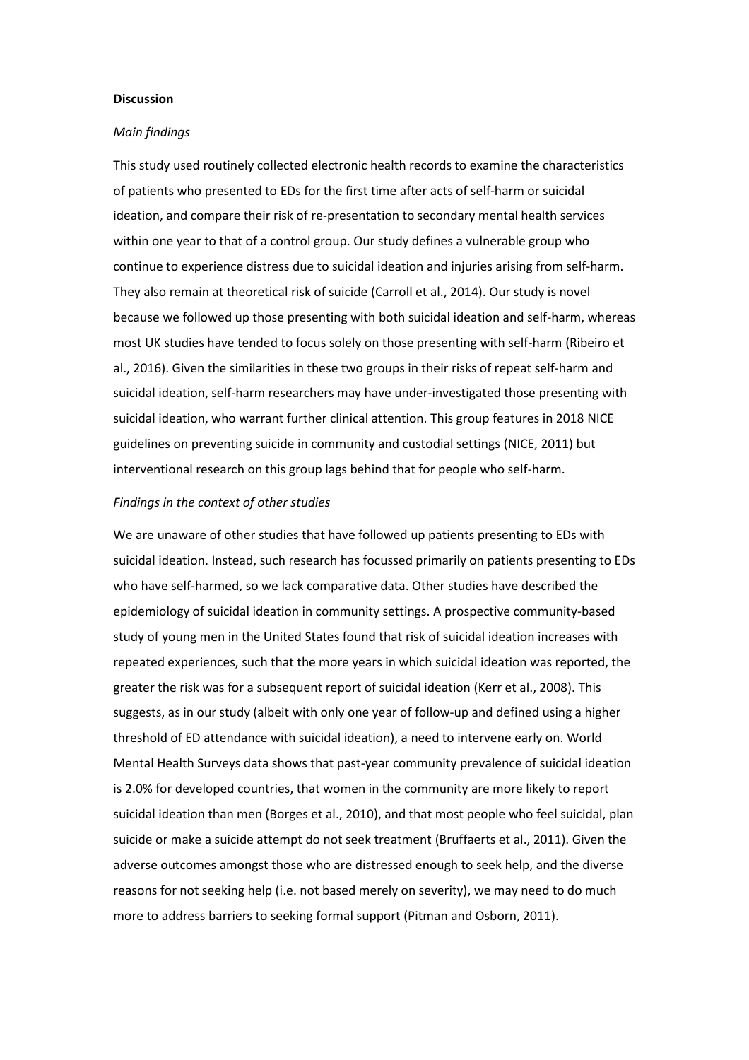**Discussion**

*Main findings*

This study used routinely collected electronic health records to examine the characteristics of patients who presented to EDs for the first time after acts of self-harm or suicidal ideation, and compare their risk of re-presentation to secondary mental health services within one year to that of a control group. Our study defines a vulnerable group who continue to experience distress due to suicidal ideation and injuries arising from self-harm. They also remain at theoretical risk of suicide (Carroll et al., 2014). Our study is novel because we followed up those presenting with both suicidal ideation and self-harm, whereas most UK studies have tended to focus solely on those presenting with self-harm (Ribeiro et al., 2016). Given the similarities in these two groups in their risks of repeat self-harm and suicidal ideation, self-harm researchers may have under-investigated those presenting with suicidal ideation, who warrant further clinical attention. This group features in 2018 NICE guidelines on preventing suicide in community and custodial settings (NICE, 2011) but interventional research on this group lags behind that for people who self-harm.

*Findings in the context of other studies*

We are unaware of other studies that have followed up patients presenting to EDs with suicidal ideation. Instead, such research has focussed primarily on patients presenting to EDs who have self-harmed, so we lack comparative data. Other studies have described the epidemiology of suicidal ideation in community settings. A prospective community-based study of young men in the United States found that risk of suicidal ideation increases with repeated experiences, such that the more years in which suicidal ideation was reported, the greater the risk was for a subsequent report of suicidal ideation (Kerr et al., 2008). This suggests, as in our study (albeit with only one year of follow-up and defined using a higher threshold of ED attendance with suicidal ideation), a need to intervene early on. World Mental Health Surveys data shows that past-year community prevalence of suicidal ideation is 2.0% for developed countries, that women in the community are more likely to report suicidal ideation than men (Borges et al., 2010), and that most people who feel suicidal, plan suicide or make a suicide attempt do not seek treatment (Bruffaerts et al., 2011). Given the adverse outcomes amongst those who are distressed enough to seek help, and the diverse reasons for not seeking help (i.e. not based merely on severity), we may need to do much more to address barriers to seeking formal support (Pitman and Osborn, 2011).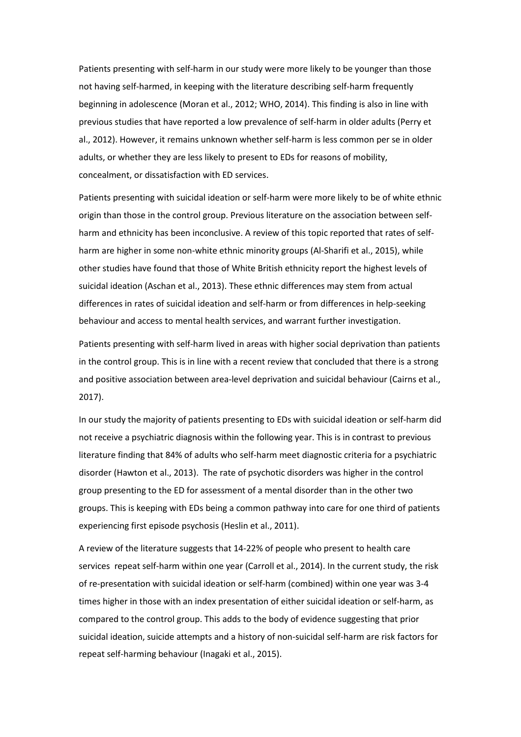Patients presenting with self-harm in our study were more likely to be younger than those not having self-harmed, in keeping with the literature describing self-harm frequently beginning in adolescence (Moran et al., 2012; WHO, 2014). This finding is also in line with previous studies that have reported a low prevalence of self-harm in older adults (Perry et al., 2012). However, it remains unknown whether self-harm is less common per se in older adults, or whether they are less likely to present to EDs for reasons of mobility, concealment, or dissatisfaction with ED services.

Patients presenting with suicidal ideation or self-harm were more likely to be of white ethnic origin than those in the control group. Previous literature on the association between self-harm and ethnicity has been inconclusive. A review of this topic reported that rates of self-harm are higher in some non-white ethnic minority groups (Al-Sharifi et al., 2015), while other studies have found that those of White British ethnicity report the highest levels of suicidal ideation (Aschan et al., 2013). These ethnic differences may stem from actual differences in rates of suicidal ideation and self-harm or from differences in help-seeking behaviour and access to mental health services, and warrant further investigation.

Patients presenting with self-harm lived in areas with higher social deprivation than patients in the control group. This is in line with a recent review that concluded that there is a strong and positive association between area-level deprivation and suicidal behaviour (Cairns et al., 2017).

In our study the majority of patients presenting to EDs with suicidal ideation or self-harm did not receive a psychiatric diagnosis within the following year. This is in contrast to previous literature finding that 84% of adults who self-harm meet diagnostic criteria for a psychiatric disorder (Hawton et al., 2013). The rate of psychotic disorders was higher in the control group presenting to the ED for assessment of a mental disorder than in the other two groups. This is keeping with EDs being a common pathway into care for one third of patients experiencing first episode psychosis (Heslin et al., 2011).

A review of the literature suggests that 14-22% of people who present to health care services repeat self-harm within one year (Carroll et al., 2014). In the current study, the risk of re-presentation with suicidal ideation or self-harm (combined) within one year was 3-4 times higher in those with an index presentation of either suicidal ideation or self-harm, as compared to the control group. This adds to the body of evidence suggesting that prior suicidal ideation, suicide attempts and a history of non-suicidal self-harm are risk factors for repeat self-harming behaviour (Inagaki et al., 2015).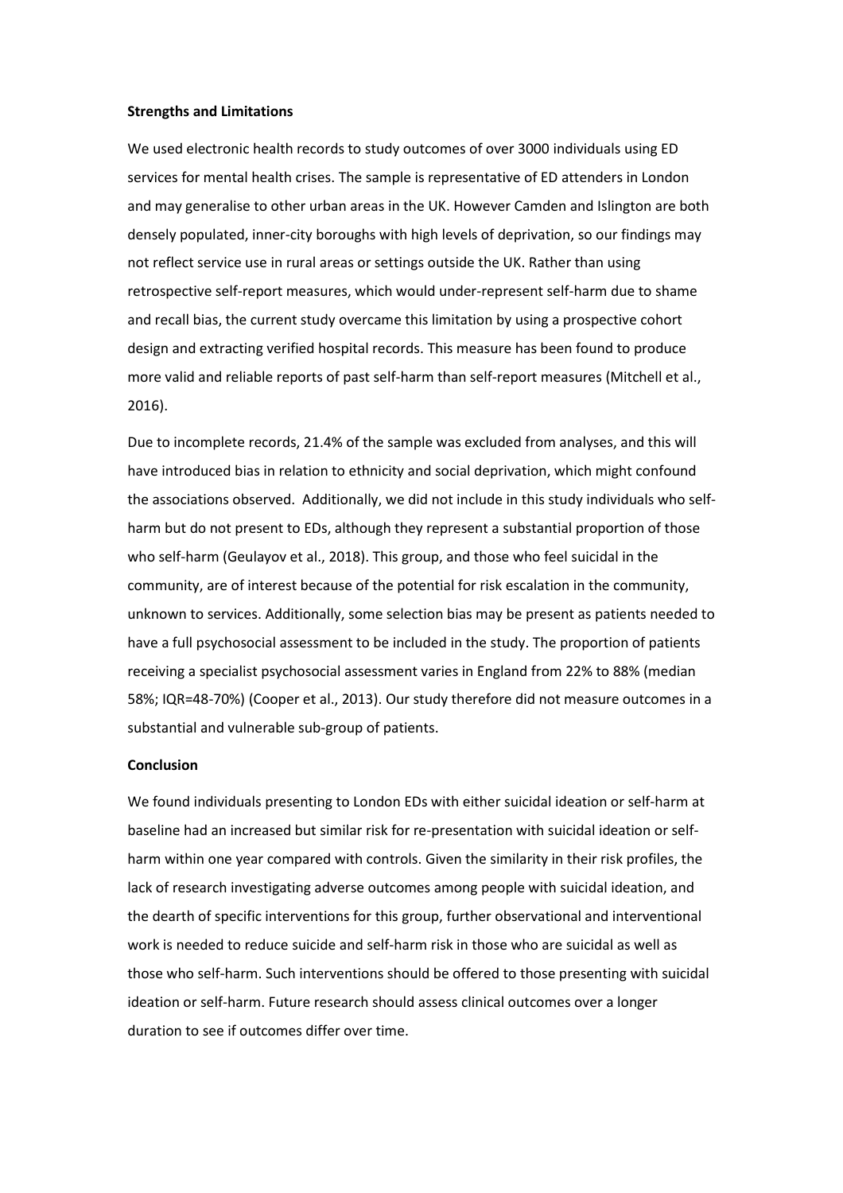**Strengths and Limitations**

We used electronic health records to study outcomes of over 3000 individuals using ED services for mental health crises. The sample is representative of ED attenders in London and may generalise to other urban areas in the UK. However Camden and Islington are both densely populated, inner-city boroughs with high levels of deprivation, so our findings may not reflect service use in rural areas or settings outside the UK. Rather than using retrospective self-report measures, which would under-represent self-harm due to shame and recall bias, the current study overcame this limitation by using a prospective cohort design and extracting verified hospital records. This measure has been found to produce more valid and reliable reports of past self-harm than self-report measures (Mitchell et al., 2016).

Due to incomplete records, 21.4% of the sample was excluded from analyses, and this will have introduced bias in relation to ethnicity and social deprivation, which might confound the associations observed. Additionally, we did not include in this study individuals who self-harm but do not present to EDs, although they represent a substantial proportion of those who self-harm (Geulayov et al., 2018). This group, and those who feel suicidal in the community, are of interest because of the potential for risk escalation in the community, unknown to services. Additionally, some selection bias may be present as patients needed to have a full psychosocial assessment to be included in the study. The proportion of patients receiving a specialist psychosocial assessment varies in England from 22% to 88% (median 58%; IQR=48-70%) (Cooper et al., 2013). Our study therefore did not measure outcomes in a substantial and vulnerable sub-group of patients.

**Conclusion**

We found individuals presenting to London EDs with either suicidal ideation or self-harm at baseline had an increased but similar risk for re-presentation with suicidal ideation or self-harm within one year compared with controls. Given the similarity in their risk profiles, the lack of research investigating adverse outcomes among people with suicidal ideation, and the dearth of specific interventions for this group, further observational and interventional work is needed to reduce suicide and self-harm risk in those who are suicidal as well as those who self-harm. Such interventions should be offered to those presenting with suicidal ideation or self-harm. Future research should assess clinical outcomes over a longer duration to see if outcomes differ over time.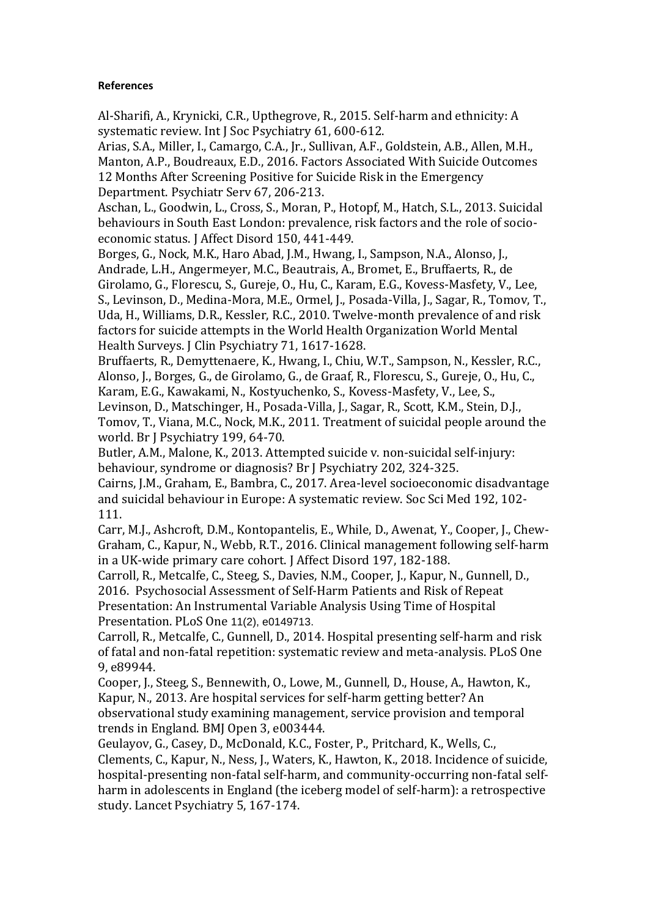**References**

Al-Sharifi, A., Krynicki, C.R., Upthegrove, R., 2015. Self-harm and ethnicity: A systematic review. Int J Soc Psychiatry 61, 600-612.

Arias, S.A., Miller, I., Camargo, C.A., Jr., Sullivan, A.F., Goldstein, A.B., Allen, M.H., Manton, A.P., Boudreaux, E.D., 2016. Factors Associated With Suicide Outcomes 12 Months After Screening Positive for Suicide Risk in the Emergency Department. Psychiatr Serv 67, 206-213.

Aschan, L., Goodwin, L., Cross, S., Moran, P., Hotopf, M., Hatch, S.L., 2013. Suicidal behaviours in South East London: prevalence, risk factors and the role of socio-economic status. J Affect Disord 150, 441-449.

Borges, G., Nock, M.K., Haro Abad, J.M., Hwang, I., Sampson, N.A., Alonso, J., Andrade, L.H., Angermeyer, M.C., Beautrais, A., Bromet, E., Bruffaerts, R., de Girolamo, G., Florescu, S., Gureje, O., Hu, C., Karam, E.G., Kovess-Masfety, V., Lee, S., Levinson, D., Medina-Mora, M.E., Ormel, J., Posada-Villa, J., Sagar, R., Tomov, T., Uda, H., Williams, D.R., Kessler, R.C., 2010. Twelve-month prevalence of and risk factors for suicide attempts in the World Health Organization World Mental Health Surveys. J Clin Psychiatry 71, 1617-1628.

Bruffaerts, R., Demyttenaere, K., Hwang, I., Chiu, W.T., Sampson, N., Kessler, R.C., Alonso, J., Borges, G., de Girolamo, G., de Graaf, R., Florescu, S., Gureje, O., Hu, C., Karam, E.G., Kawakami, N., Kostyuchenko, S., Kovess-Masfety, V., Lee, S., Levinson, D., Matschinger, H., Posada-Villa, J., Sagar, R., Scott, K.M., Stein, D.J., Tomov, T., Viana, M.C., Nock, M.K., 2011. Treatment of suicidal people around the world. Br J Psychiatry 199, 64-70.

Butler, A.M., Malone, K., 2013. Attempted suicide v. non-suicidal self-injury: behaviour, syndrome or diagnosis? Br J Psychiatry 202, 324-325.

Cairns, J.M., Graham, E., Bambra, C., 2017. Area-level socioeconomic disadvantage and suicidal behaviour in Europe: A systematic review. Soc Sci Med 192, 102-111.

Carr, M.J., Ashcroft, D.M., Kontopantelis, E., While, D., Awenat, Y., Cooper, J., Chew-Graham, C., Kapur, N., Webb, R.T., 2016. Clinical management following self-harm in a UK-wide primary care cohort. J Affect Disord 197, 182-188.

Carroll, R., Metcalfe, C., Steeg, S., Davies, N.M., Cooper, J., Kapur, N., Gunnell, D., 2016. Psychosocial Assessment of Self-Harm Patients and Risk of Repeat Presentation: An Instrumental Variable Analysis Using Time of Hospital Presentation. PLoS One 11(2), e0149713.

Carroll, R., Metcalfe, C., Gunnell, D., 2014. Hospital presenting self-harm and risk of fatal and non-fatal repetition: systematic review and meta-analysis. PLoS One 9, e89944.

Cooper, J., Steeg, S., Bennewith, O., Lowe, M., Gunnell, D., House, A., Hawton, K., Kapur, N., 2013. Are hospital services for self-harm getting better? An observational study examining management, service provision and temporal trends in England. BMJ Open 3, e003444.

Geulayov, G., Casey, D., McDonald, K.C., Foster, P., Pritchard, K., Wells, C., Clements, C., Kapur, N., Ness, J., Waters, K., Hawton, K., 2018. Incidence of suicide, hospital-presenting non-fatal self-harm, and community-occurring non-fatal self-harm in adolescents in England (the iceberg model of self-harm): a retrospective study. Lancet Psychiatry 5, 167-174.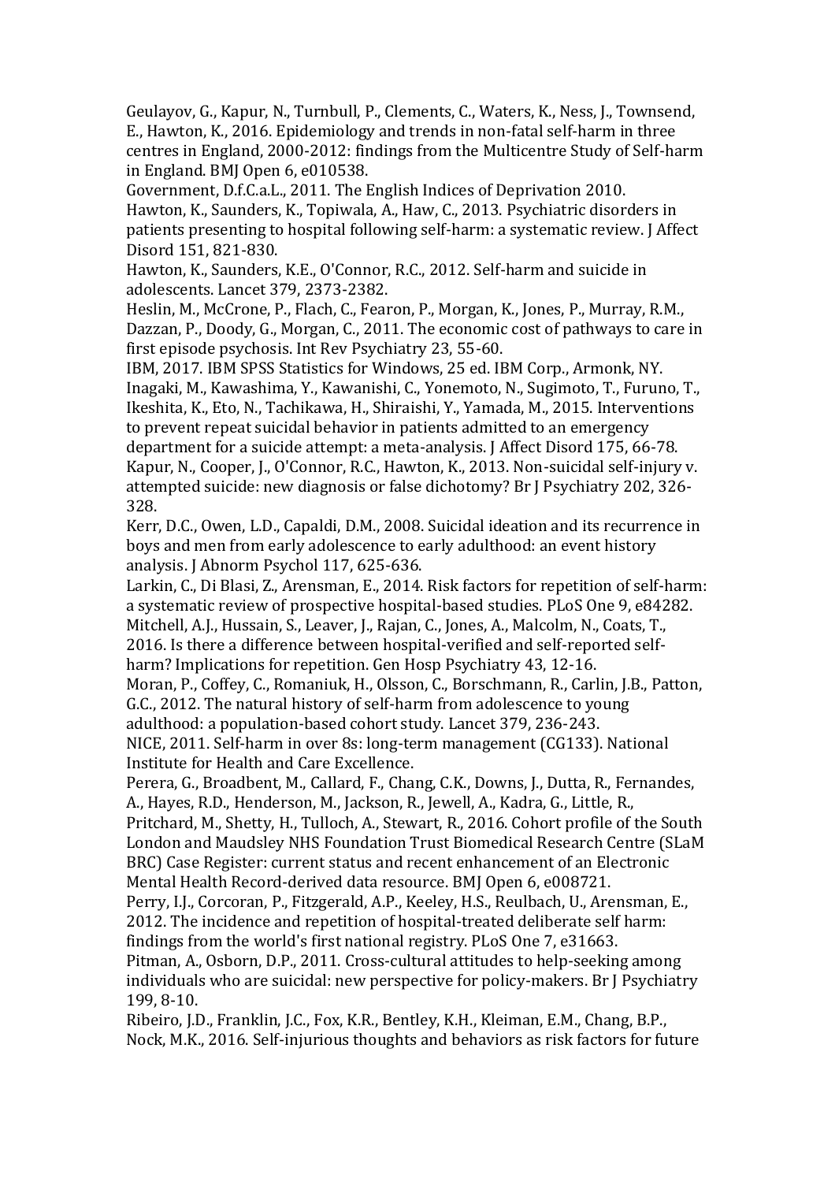Geulayov, G., Kapur, N., Turnbull, P., Clements, C., Waters, K., Ness, J., Townsend, E., Hawton, K., 2016. Epidemiology and trends in non-fatal self-harm in three centres in England, 2000-2012: findings from the Multicentre Study of Self-harm in England. BMJ Open 6, e010538.

Government, D.f.C.a.L., 2011. The English Indices of Deprivation 2010.

Hawton, K., Saunders, K., Topiwala, A., Haw, C., 2013. Psychiatric disorders in patients presenting to hospital following self-harm: a systematic review. J Affect Disord 151, 821-830.

Hawton, K., Saunders, K.E., O'Connor, R.C., 2012. Self-harm and suicide in adolescents. Lancet 379, 2373-2382.

Heslin, M., McCrone, P., Flach, C., Fearon, P., Morgan, K., Jones, P., Murray, R.M., Dazzan, P., Doody, G., Morgan, C., 2011. The economic cost of pathways to care in first episode psychosis. Int Rev Psychiatry 23, 55-60.

IBM, 2017. IBM SPSS Statistics for Windows, 25 ed. IBM Corp., Armonk, NY.

Inagaki, M., Kawashima, Y., Kawanishi, C., Yonemoto, N., Sugimoto, T., Furuno, T., Ikeshita, K., Eto, N., Tachikawa, H., Shiraishi, Y., Yamada, M., 2015. Interventions to prevent repeat suicidal behavior in patients admitted to an emergency department for a suicide attempt: a meta-analysis. J Affect Disord 175, 66-78.

Kapur, N., Cooper, J., O'Connor, R.C., Hawton, K., 2013. Non-suicidal self-injury v. attempted suicide: new diagnosis or false dichotomy? Br J Psychiatry 202, 326-328.

Kerr, D.C., Owen, L.D., Capaldi, D.M., 2008. Suicidal ideation and its recurrence in boys and men from early adolescence to early adulthood: an event history analysis. J Abnorm Psychol 117, 625-636.

Larkin, C., Di Blasi, Z., Arensman, E., 2014. Risk factors for repetition of self-harm: a systematic review of prospective hospital-based studies. PLoS One 9, e84282.

Mitchell, A.J., Hussain, S., Leaver, J., Rajan, C., Jones, A., Malcolm, N., Coats, T., 2016. Is there a difference between hospital-verified and self-reported self-harm? Implications for repetition. Gen Hosp Psychiatry 43, 12-16.

Moran, P., Coffey, C., Romaniuk, H., Olsson, C., Borschmann, R., Carlin, J.B., Patton, G.C., 2012. The natural history of self-harm from adolescence to young adulthood: a population-based cohort study. Lancet 379, 236-243.

NICE, 2011. Self-harm in over 8s: long-term management (CG133). National Institute for Health and Care Excellence.

Perera, G., Broadbent, M., Callard, F., Chang, C.K., Downs, J., Dutta, R., Fernandes, A., Hayes, R.D., Henderson, M., Jackson, R., Jewell, A., Kadra, G., Little, R., Pritchard, M., Shetty, H., Tulloch, A., Stewart, R., 2016. Cohort profile of the South London and Maudsley NHS Foundation Trust Biomedical Research Centre (SLaM BRC) Case Register: current status and recent enhancement of an Electronic Mental Health Record-derived data resource. BMJ Open 6, e008721.

Perry, I.J., Corcoran, P., Fitzgerald, A.P., Keeley, H.S., Reulbach, U., Arensman, E., 2012. The incidence and repetition of hospital-treated deliberate self harm: findings from the world's first national registry. PLoS One 7, e31663.

Pitman, A., Osborn, D.P., 2011. Cross-cultural attitudes to help-seeking among individuals who are suicidal: new perspective for policy-makers. Br J Psychiatry 199, 8-10.

Ribeiro, J.D., Franklin, J.C., Fox, K.R., Bentley, K.H., Kleiman, E.M., Chang, B.P., Nock, M.K., 2016. Self-injurious thoughts and behaviors as risk factors for future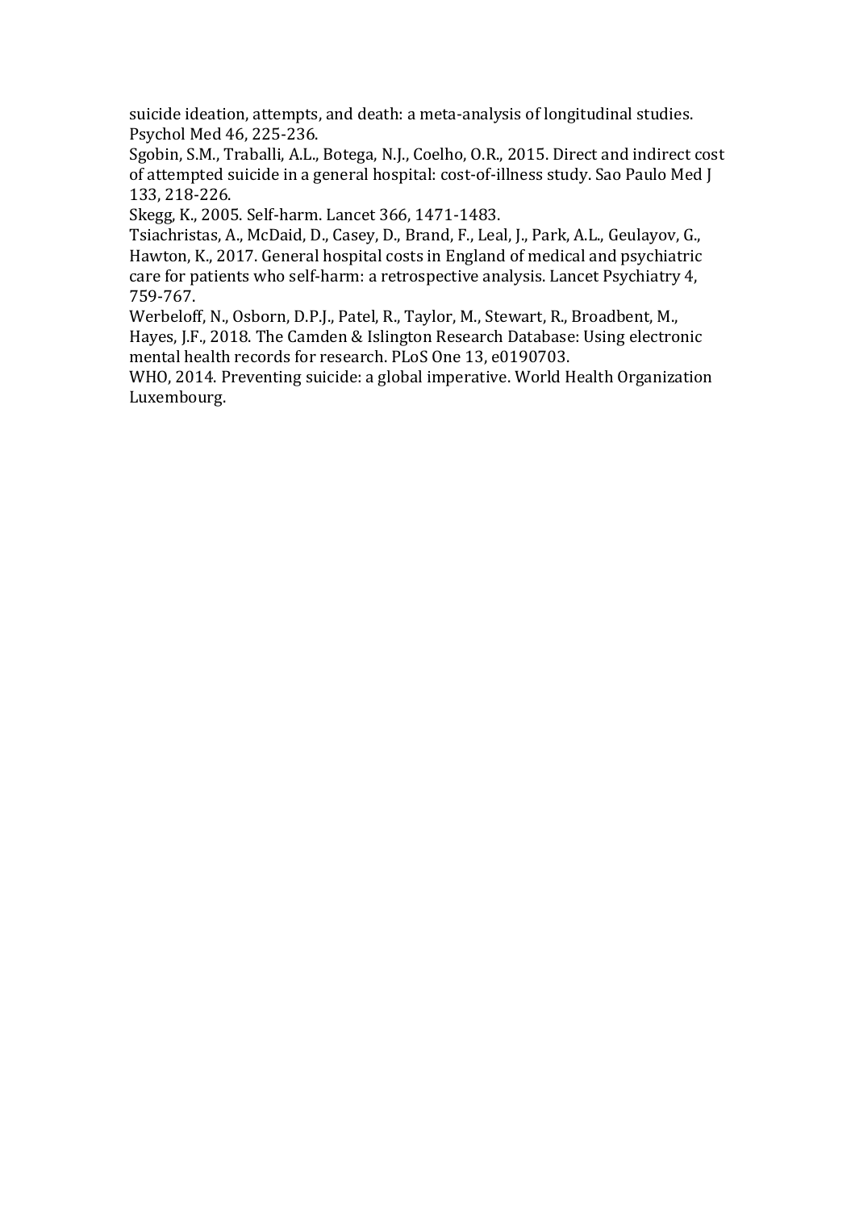suicide ideation, attempts, and death: a meta-analysis of longitudinal studies. Psychol Med 46, 225-236.

Sgobin, S.M., Traballi, A.L., Botega, N.J., Coelho, O.R., 2015. Direct and indirect cost of attempted suicide in a general hospital: cost-of-illness study. Sao Paulo Med J 133, 218-226.

Skegg, K., 2005. Self-harm. Lancet 366, 1471-1483.

Tsiachristas, A., McDaid, D., Casey, D., Brand, F., Leal, J., Park, A.L., Geulayov, G., Hawton, K., 2017. General hospital costs in England of medical and psychiatric care for patients who self-harm: a retrospective analysis. Lancet Psychiatry 4, 759-767.

Werbeloff, N., Osborn, D.P.J., Patel, R., Taylor, M., Stewart, R., Broadbent, M., Hayes, J.F., 2018. The Camden & Islington Research Database: Using electronic mental health records for research. PLoS One 13, e0190703.

WHO, 2014. Preventing suicide: a global imperative. World Health Organization Luxembourg.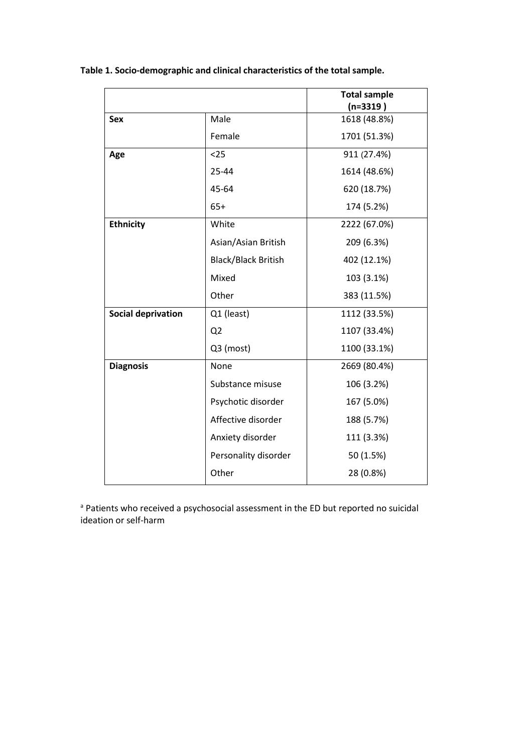**Table 1. Socio-demographic and clinical characteristics of the total sample.**

| | | Total sample (n=3319 ) |
|---|---|---|
| **Sex** | Male | 1618 (48.8%) |
| | Female | 1701 (51.3%) |
| **Age** | <25 | 911 (27.4%) |
| | 25-44 | 1614 (48.6%) |
| | 45-64 | 620 (18.7%) |
| | 65+ | 174 (5.2%) |
| **Ethnicity** | White | 2222 (67.0%) |
| | Asian/Asian British | 209 (6.3%) |
| | Black/Black British | 402 (12.1%) |
| | Mixed | 103 (3.1%) |
| | Other | 383 (11.5%) |
| **Social deprivation** | Q1 (least) | 1112 (33.5%) |
| | Q2 | 1107 (33.4%) |
| | Q3 (most) | 1100 (33.1%) |
| **Diagnosis** | None | 2669 (80.4%) |
| | Substance misuse | 106 (3.2%) |
| | Psychotic disorder | 167 (5.0%) |
| | Affective disorder | 188 (5.7%) |
| | Anxiety disorder | 111 (3.3%) |
| | Personality disorder | 50 (1.5%) |
| | Other | 28 (0.8%) |

[a] Patients who received a psychosocial assessment in the ED but reported no suicidal ideation or self-harm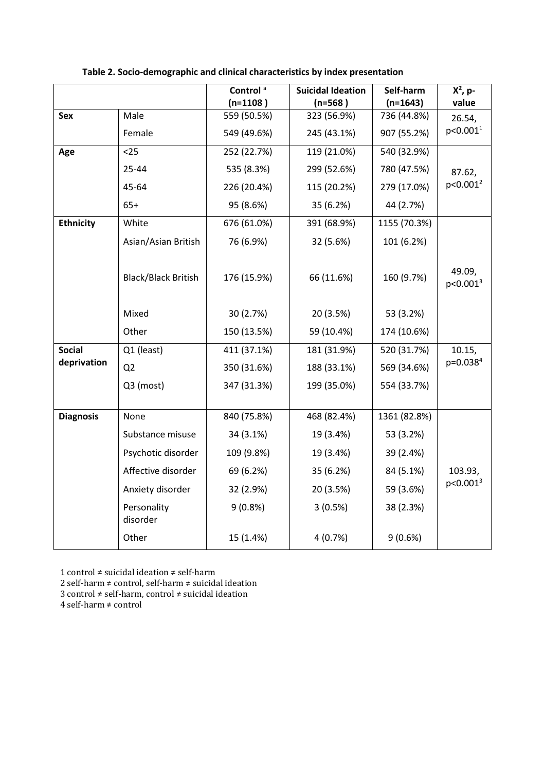**Table 2. Socio-demographic and clinical characteristics by index presentation**

| | | Control [a] (n=1108 ) | Suicidal Ideation (n=568 ) | Self-harm (n=1643) | $X^2$, p-value |
|---|---|---|---|---|---|
| **Sex** | Male | 559 (50.5%) | 323 (56.9%) | 736 (44.8%) | 26.54, p<0.001[1] |
| | Female | 549 (49.6%) | 245 (43.1%) | 907 (55.2%) | |
| **Age** | <25 | 252 (22.7%) | 119 (21.0%) | 540 (32.9%) | 87.62, p<0.001[2] |
| | 25-44 | 535 (8.3%) | 299 (52.6%) | 780 (47.5%) | |
| | 45-64 | 226 (20.4%) | 115 (20.2%) | 279 (17.0%) | |
| | 65+ | 95 (8.6%) | 35 (6.2%) | 44 (2.7%) | |
| **Ethnicity** | White | 676 (61.0%) | 391 (68.9%) | 1155 (70.3%) | 49.09, p<0.001[3] |
| | Asian/Asian British | 76 (6.9%) | 32 (5.6%) | 101 (6.2%) | |
| | Black/Black British | 176 (15.9%) | 66 (11.6%) | 160 (9.7%) | |
| | Mixed | 30 (2.7%) | 20 (3.5%) | 53 (3.2%) | |
| | Other | 150 (13.5%) | 59 (10.4%) | 174 (10.6%) | |
| **Social deprivation** | Q1 (least) | 411 (37.1%) | 181 (31.9%) | 520 (31.7%) | 10.15, p=0.038[4] |
| | Q2 | 350 (31.6%) | 188 (33.1%) | 569 (34.6%) | |
| | Q3 (most) | 347 (31.3%) | 199 (35.0%) | 554 (33.7%) | |
| **Diagnosis** | None | 840 (75.8%) | 468 (82.4%) | 1361 (82.8%) | 103.93, p<0.001[3] |
| | Substance misuse | 34 (3.1%) | 19 (3.4%) | 53 (3.2%) | |
| | Psychotic disorder | 109 (9.8%) | 19 (3.4%) | 39 (2.4%) | |
| | Affective disorder | 69 (6.2%) | 35 (6.2%) | 84 (5.1%) | |
| | Anxiety disorder | 32 (2.9%) | 20 (3.5%) | 59 (3.6%) | |
| | Personality disorder | 9 (0.8%) | 3 (0.5%) | 38 (2.3%) | |
| | Other | 15 (1.4%) | 4 (0.7%) | 9 (0.6%) | |

1 control ≠ suicidal ideation ≠ self-harm
2 self-harm ≠ control, self-harm ≠ suicidal ideation
3 control ≠ self-harm, control ≠ suicidal ideation
4 self-harm ≠ control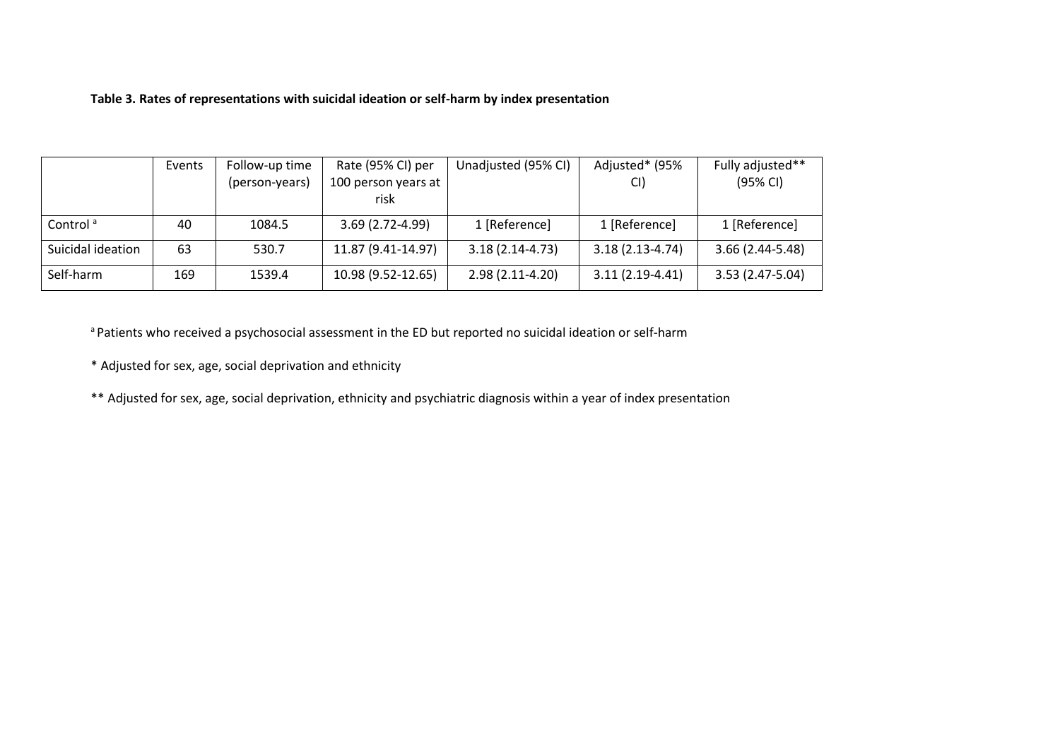**Table 3. Rates of representations with suicidal ideation or self-harm by index presentation**

| | Events | Follow-up time (person-years) | Rate (95% CI) per 100 person years at risk | Unadjusted (95% CI) | Adjusted* (95% CI) | Fully adjusted** (95% CI) |
|---|---|---|---|---|---|---|
| Control [a] | 40 | 1084.5 | 3.69 (2.72-4.99) | 1 [Reference] | 1 [Reference] | 1 [Reference] |
| Suicidal ideation | 63 | 530.7 | 11.87 (9.41-14.97) | 3.18 (2.14-4.73) | 3.18 (2.13-4.74) | 3.66 (2.44-5.48) |
| Self-harm | 169 | 1539.4 | 10.98 (9.52-12.65) | 2.98 (2.11-4.20) | 3.11 (2.19-4.41) | 3.53 (2.47-5.04) |

[a] Patients who received a psychosocial assessment in the ED but reported no suicidal ideation or self-harm

* Adjusted for sex, age, social deprivation and ethnicity

** Adjusted for sex, age, social deprivation, ethnicity and psychiatric diagnosis within a year of index presentation